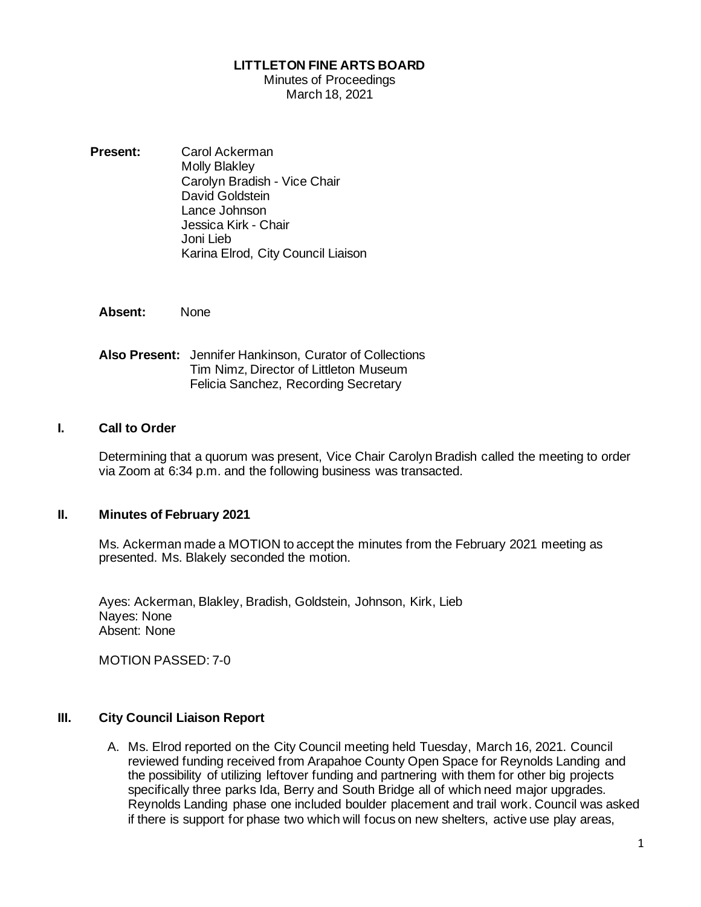# LITTLETON FINE ARTS BOARD

Minutes of Proceedings
March 18, 2021

**Present:** Carol Ackerman
Molly Blakley
Carolyn Bradish - Vice Chair
David Goldstein
Lance Johnson
Jessica Kirk - Chair
Joni Lieb
Karina Elrod, City Council Liaison

**Absent:** None

**Also Present:** Jennifer Hankinson, Curator of Collections
Tim Nimz, Director of Littleton Museum
Felicia Sanchez, Recording Secretary

## I. Call to Order

Determining that a quorum was present, Vice Chair Carolyn Bradish called the meeting to order via Zoom at 6:34 p.m. and the following business was transacted.

## II. Minutes of February 2021

Ms. Ackerman made a MOTION to accept the minutes from the February 2021 meeting as presented. Ms. Blakely seconded the motion.

Ayes: Ackerman, Blakley, Bradish, Goldstein, Johnson, Kirk, Lieb
Nayes: None
Absent: None

MOTION PASSED: 7-0

## III. City Council Liaison Report

A. Ms. Elrod reported on the City Council meeting held Tuesday, March 16, 2021. Council reviewed funding received from Arapahoe County Open Space for Reynolds Landing and the possibility of utilizing leftover funding and partnering with them for other big projects specifically three parks Ida, Berry and South Bridge all of which need major upgrades. Reynolds Landing phase one included boulder placement and trail work. Council was asked if there is support for phase two which will focus on new shelters, active use play areas,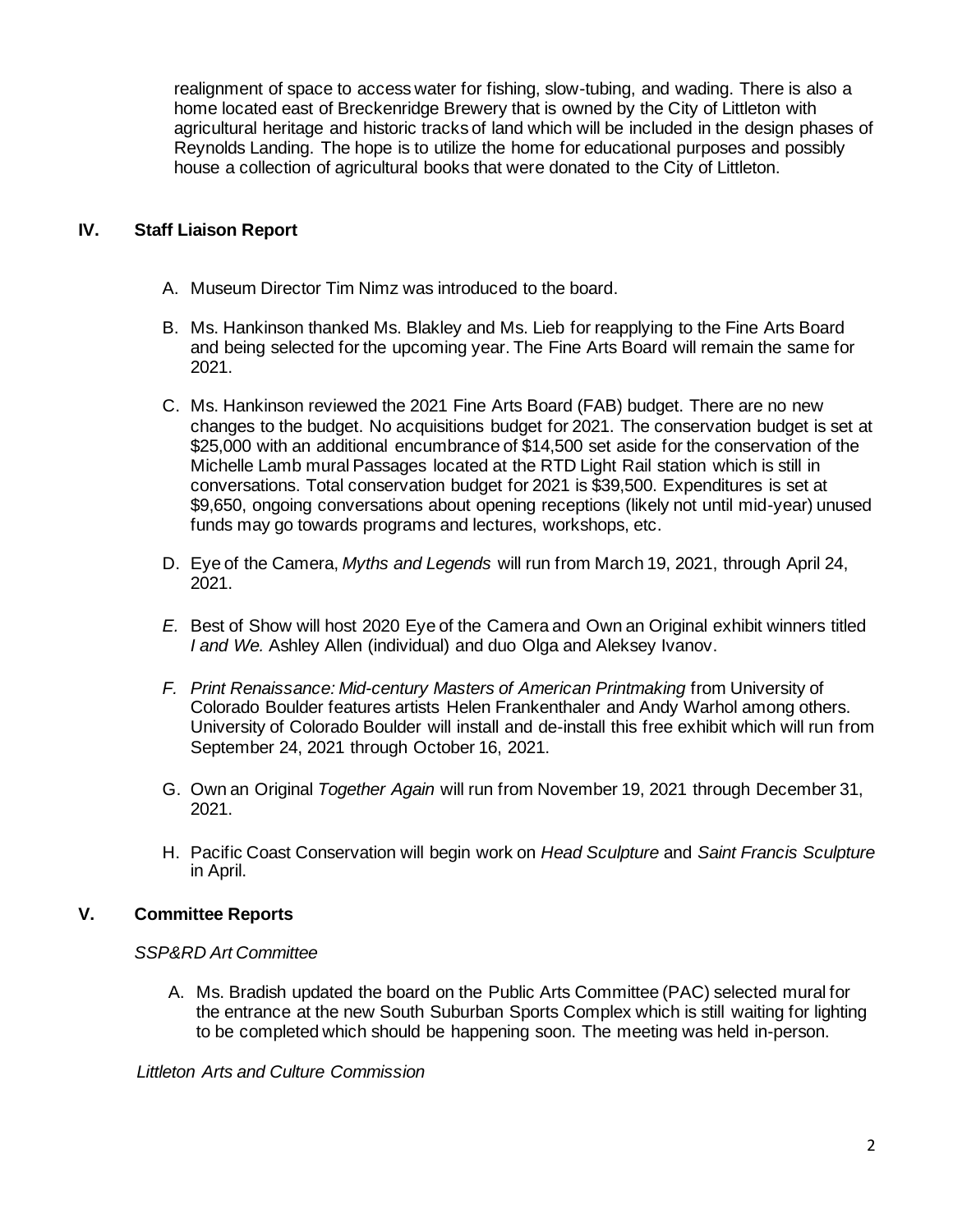realignment of space to access water for fishing, slow-tubing, and wading. There is also a home located east of Breckenridge Brewery that is owned by the City of Littleton with agricultural heritage and historic tracks of land which will be included in the design phases of Reynolds Landing. The hope is to utilize the home for educational purposes and possibly house a collection of agricultural books that were donated to the City of Littleton.

## IV. Staff Liaison Report

A. Museum Director Tim Nimz was introduced to the board.

B. Ms. Hankinson thanked Ms. Blakley and Ms. Lieb for reapplying to the Fine Arts Board and being selected for the upcoming year. The Fine Arts Board will remain the same for 2021.

C. Ms. Hankinson reviewed the 2021 Fine Arts Board (FAB) budget. There are no new changes to the budget. No acquisitions budget for 2021. The conservation budget is set at \$25,000 with an additional encumbrance of \$14,500 set aside for the conservation of the Michelle Lamb mural Passages located at the RTD Light Rail station which is still in conversations. Total conservation budget for 2021 is \$39,500. Expenditures is set at \$9,650, ongoing conversations about opening receptions (likely not until mid-year) unused funds may go towards programs and lectures, workshops, etc.

D. Eye of the Camera, *Myths and Legends* will run from March 19, 2021, through April 24, 2021.

*E.* Best of Show will host 2020 Eye of the Camera and Own an Original exhibit winners titled *I and We.* Ashley Allen (individual) and duo Olga and Aleksey Ivanov.

*F. Print Renaissance: Mid-century Masters of American Printmaking* from University of Colorado Boulder features artists Helen Frankenthaler and Andy Warhol among others. University of Colorado Boulder will install and de-install this free exhibit which will run from September 24, 2021 through October 16, 2021.

G. Own an Original *Together Again* will run from November 19, 2021 through December 31, 2021.

H. Pacific Coast Conservation will begin work on *Head Sculpture* and *Saint Francis Sculpture* in April.

## V. Committee Reports

*SSP&RD Art Committee*

A. Ms. Bradish updated the board on the Public Arts Committee (PAC) selected mural for the entrance at the new South Suburban Sports Complex which is still waiting for lighting to be completed which should be happening soon. The meeting was held in-person.

*Littleton Arts and Culture Commission*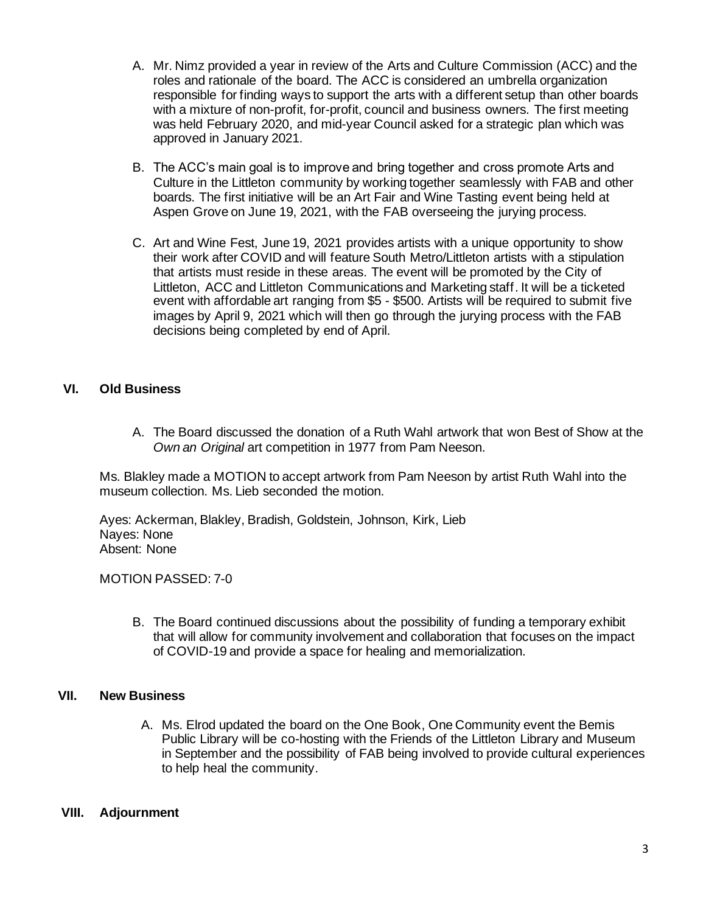A. Mr. Nimz provided a year in review of the Arts and Culture Commission (ACC) and the roles and rationale of the board. The ACC is considered an umbrella organization responsible for finding ways to support the arts with a different setup than other boards with a mixture of non-profit, for-profit, council and business owners. The first meeting was held February 2020, and mid-year Council asked for a strategic plan which was approved in January 2021.

B. The ACC's main goal is to improve and bring together and cross promote Arts and Culture in the Littleton community by working together seamlessly with FAB and other boards. The first initiative will be an Art Fair and Wine Tasting event being held at Aspen Grove on June 19, 2021, with the FAB overseeing the jurying process.

C. Art and Wine Fest, June 19, 2021 provides artists with a unique opportunity to show their work after COVID and will feature South Metro/Littleton artists with a stipulation that artists must reside in these areas. The event will be promoted by the City of Littleton, ACC and Littleton Communications and Marketing staff. It will be a ticketed event with affordable art ranging from $5 - $500. Artists will be required to submit five images by April 9, 2021 which will then go through the jurying process with the FAB decisions being completed by end of April.

## VI. Old Business

A. The Board discussed the donation of a Ruth Wahl artwork that won Best of Show at the *Own an Original* art competition in 1977 from Pam Neeson.

Ms. Blakley made a MOTION to accept artwork from Pam Neeson by artist Ruth Wahl into the museum collection. Ms. Lieb seconded the motion.

Ayes: Ackerman, Blakley, Bradish, Goldstein, Johnson, Kirk, Lieb
Nayes: None
Absent: None

MOTION PASSED: 7-0

B. The Board continued discussions about the possibility of funding a temporary exhibit that will allow for community involvement and collaboration that focuses on the impact of COVID-19 and provide a space for healing and memorialization.

## VII. New Business

A. Ms. Elrod updated the board on the One Book, One Community event the Bemis Public Library will be co-hosting with the Friends of the Littleton Library and Museum in September and the possibility of FAB being involved to provide cultural experiences to help heal the community.

## VIII. Adjournment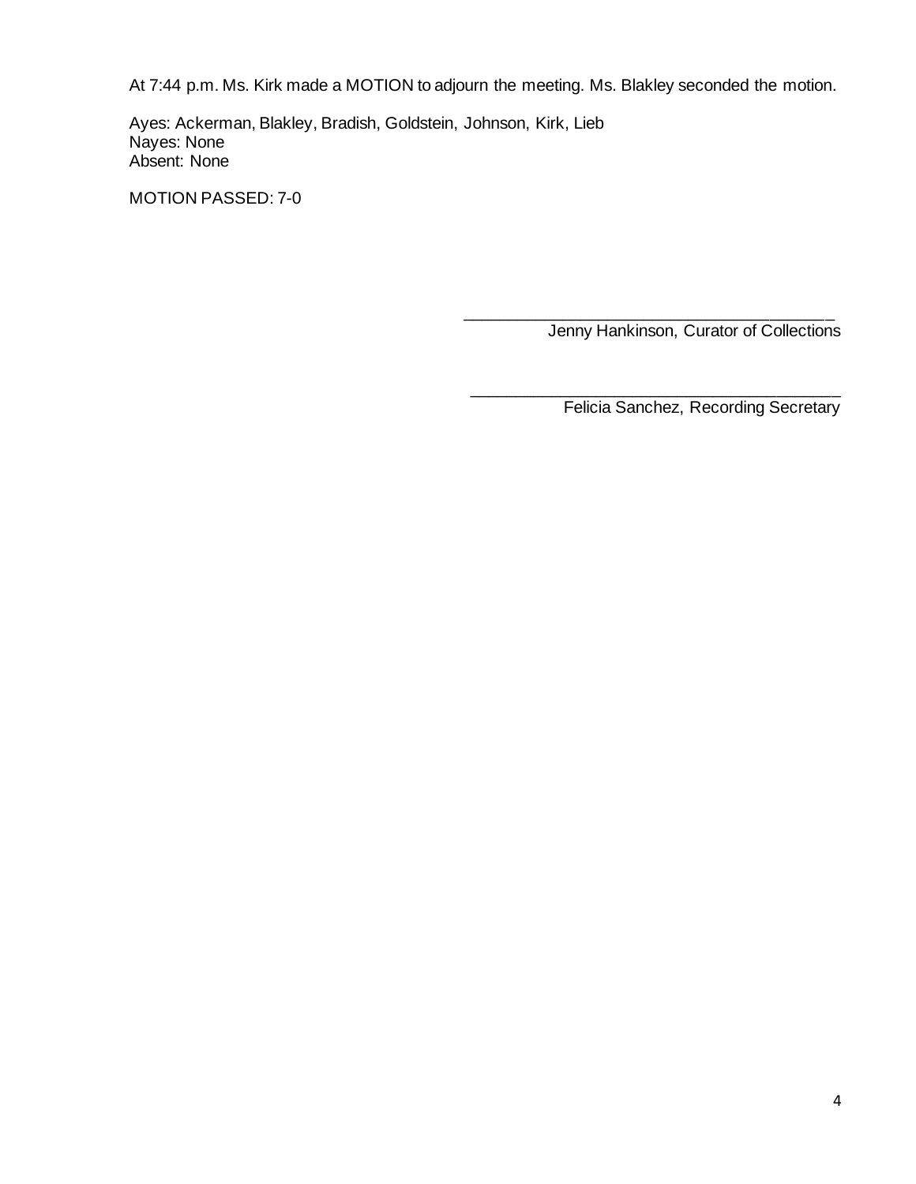At 7:44 p.m. Ms. Kirk made a MOTION to adjourn the meeting. Ms. Blakley seconded the motion.

Ayes: Ackerman, Blakley, Bradish, Goldstein, Johnson, Kirk, Lieb
Nayes: None
Absent: None

MOTION PASSED: 7-0

\_\_\_\_\_\_\_\_\_\_\_\_\_\_\_\_\_\_\_\_\_\_\_\_\_\_\_\_\_\_\_\_\_\_\_\_\_\_\_\_\_
Jenny Hankinson, Curator of Collections

\_\_\_\_\_\_\_\_\_\_\_\_\_\_\_\_\_\_\_\_\_\_\_\_\_\_\_\_\_\_\_\_\_\_\_\_\_\_\_\_\_
Felicia Sanchez, Recording Secretary